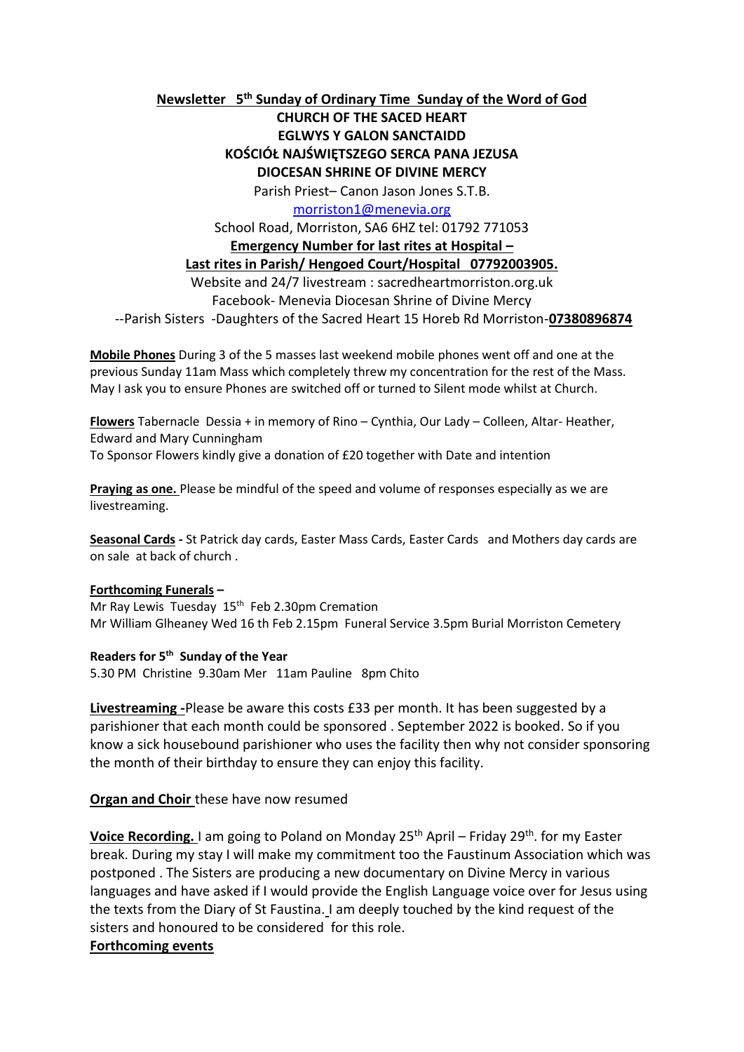**Newsletter 5th Sunday of Ordinary Time Sunday of the Word of God**

**CHURCH OF THE SACED HEART**

**EGLWYS Y GALON SANCTAIDD**

**KOŚCIÓŁ NAJŚWIĘTSZEGO SERCA PANA JEZUSA**

**DIOCESAN SHRINE OF DIVINE MERCY**

Parish Priest– Canon Jason Jones S.T.B.

morriston1@menevia.org

School Road, Morriston, SA6 6HZ tel: 01792 771053

**Emergency Number for last rites at Hospital –**

**Last rites in Parish/ Hengoed Court/Hospital 07792003905.**

Website and 24/7 livestream : sacredheartmorriston.org.uk

Facebook- Menevia Diocesan Shrine of Divine Mercy

--Parish Sisters -Daughters of the Sacred Heart 15 Horeb Rd Morriston-**07380896874**

**Mobile Phones** During 3 of the 5 masses last weekend mobile phones went off and one at the previous Sunday 11am Mass which completely threw my concentration for the rest of the Mass. May I ask you to ensure Phones are switched off or turned to Silent mode whilst at Church.

**Flowers** Tabernacle Dessia + in memory of Rino – Cynthia, Our Lady – Colleen, Altar- Heather, Edward and Mary Cunningham

To Sponsor Flowers kindly give a donation of £20 together with Date and intention

**Praying as one.** Please be mindful of the speed and volume of responses especially as we are livestreaming.

**Seasonal Cards -** St Patrick day cards, Easter Mass Cards, Easter Cards and Mothers day cards are on sale at back of church .

**Forthcoming Funerals –**

Mr Ray Lewis Tuesday 15th Feb 2.30pm Cremation

Mr William Glheaney Wed 16 th Feb 2.15pm Funeral Service 3.5pm Burial Morriston Cemetery

**Readers for 5th Sunday of the Year**

5.30 PM Christine 9.30am Mer 11am Pauline 8pm Chito

**Livestreaming -**Please be aware this costs £33 per month. It has been suggested by a parishioner that each month could be sponsored . September 2022 is booked. So if you know a sick housebound parishioner who uses the facility then why not consider sponsoring the month of their birthday to ensure they can enjoy this facility.

**Organ and Choir** these have now resumed

**Voice Recording.** I am going to Poland on Monday 25th April – Friday 29th. for my Easter break. During my stay I will make my commitment too the Faustinum Association which was postponed . The Sisters are producing a new documentary on Divine Mercy in various languages and have asked if I would provide the English Language voice over for Jesus using the texts from the Diary of St Faustina. I am deeply touched by the kind request of the sisters and honoured to be considered for this role.

**Forthcoming events**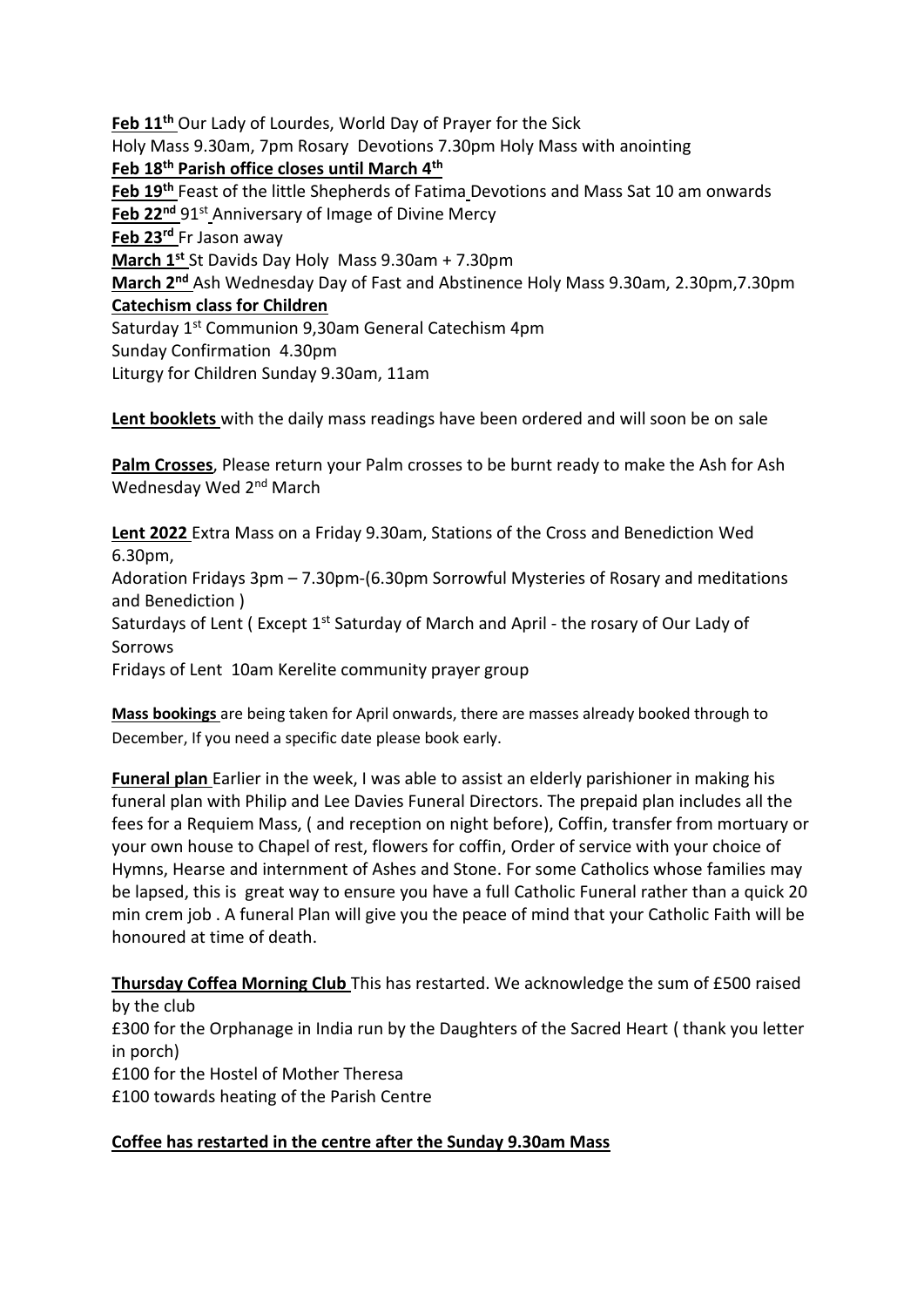**Feb 11th** Our Lady of Lourdes, World Day of Prayer for the Sick
Holy Mass 9.30am, 7pm Rosary Devotions 7.30pm Holy Mass with anointing
**Feb 18th Parish office closes until March 4th**
**Feb 19th** Feast of the little Shepherds of Fatima Devotions and Mass Sat 10 am onwards
**Feb 22nd** 91st Anniversary of Image of Divine Mercy
**Feb 23rd** Fr Jason away
**March 1st** St Davids Day Holy Mass 9.30am + 7.30pm
**March 2nd** Ash Wednesday Day of Fast and Abstinence Holy Mass 9.30am, 2.30pm,7.30pm
**Catechism class for Children**
Saturday 1st Communion 9,30am General Catechism 4pm
Sunday Confirmation 4.30pm
Liturgy for Children Sunday 9.30am, 11am

**Lent booklets** with the daily mass readings have been ordered and will soon be on sale

**Palm Crosses**, Please return your Palm crosses to be burnt ready to make the Ash for Ash Wednesday Wed 2nd March

**Lent 2022** Extra Mass on a Friday 9.30am, Stations of the Cross and Benediction Wed 6.30pm,
Adoration Fridays 3pm – 7.30pm-(6.30pm Sorrowful Mysteries of Rosary and meditations and Benediction )
Saturdays of Lent ( Except 1st Saturday of March and April - the rosary of Our Lady of Sorrows
Fridays of Lent 10am Kerelite community prayer group

**Mass bookings** are being taken for April onwards, there are masses already booked through to December, If you need a specific date please book early.

**Funeral plan** Earlier in the week, I was able to assist an elderly parishioner in making his funeral plan with Philip and Lee Davies Funeral Directors. The prepaid plan includes all the fees for a Requiem Mass, ( and reception on night before), Coffin, transfer from mortuary or your own house to Chapel of rest, flowers for coffin, Order of service with your choice of Hymns, Hearse and internment of Ashes and Stone. For some Catholics whose families may be lapsed, this is great way to ensure you have a full Catholic Funeral rather than a quick 20 min crem job . A funeral Plan will give you the peace of mind that your Catholic Faith will be honoured at time of death.

**Thursday Coffea Morning Club** This has restarted. We acknowledge the sum of £500 raised by the club
£300 for the Orphanage in India run by the Daughters of the Sacred Heart ( thank you letter in porch)
£100 for the Hostel of Mother Theresa
£100 towards heating of the Parish Centre

**Coffee has restarted in the centre after the Sunday 9.30am Mass**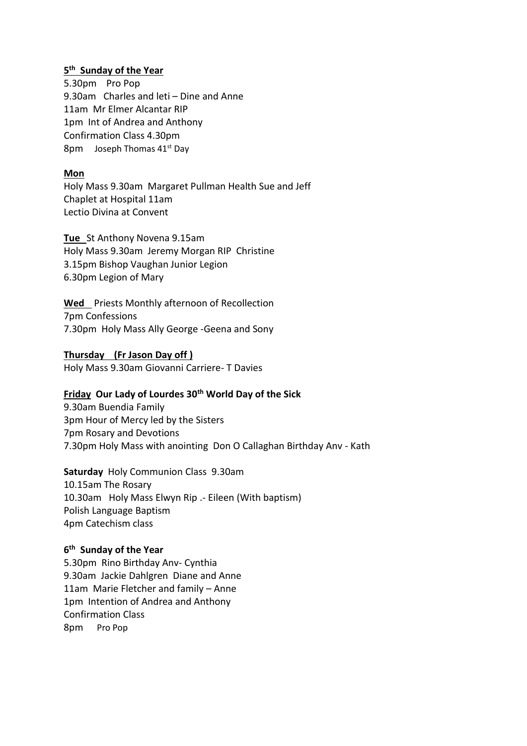**5th Sunday of the Year**

5.30pm Pro Pop
9.30am Charles and leti – Dine and Anne
11am Mr Elmer Alcantar RIP
1pm Int of Andrea and Anthony
Confirmation Class 4.30pm
8pm Joseph Thomas 41st Day

**Mon**

Holy Mass 9.30am Margaret Pullman Health Sue and Jeff
Chaplet at Hospital 11am
Lectio Divina at Convent

**Tue** St Anthony Novena 9.15am
Holy Mass 9.30am Jeremy Morgan RIP Christine
3.15pm Bishop Vaughan Junior Legion
6.30pm Legion of Mary

**Wed** Priests Monthly afternoon of Recollection
7pm Confessions
7.30pm Holy Mass Ally George -Geena and Sony

**Thursday (Fr Jason Day off )**

Holy Mass 9.30am Giovanni Carriere- T Davies

**Friday Our Lady of Lourdes 30th World Day of the Sick**

9.30am Buendia Family
3pm Hour of Mercy led by the Sisters
7pm Rosary and Devotions
7.30pm Holy Mass with anointing Don O Callaghan Birthday Anv - Kath

**Saturday** Holy Communion Class 9.30am
10.15am The Rosary
10.30am Holy Mass Elwyn Rip .- Eileen (With baptism)
Polish Language Baptism
4pm Catechism class

**6th Sunday of the Year**

5.30pm Rino Birthday Anv- Cynthia
9.30am Jackie Dahlgren Diane and Anne
11am Marie Fletcher and family – Anne
1pm Intention of Andrea and Anthony
Confirmation Class
8pm Pro Pop